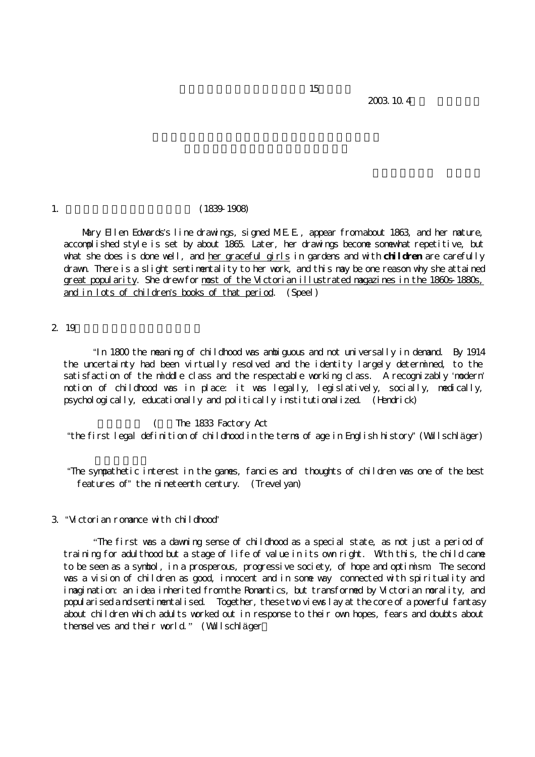15

2003.10.4

1. (1839-1908)

Mary Ellen Edwards's line drawings, signed M.E.E., appear from about 1863, and her mature, accomplished style is set by about 1865. Later, her drawings become somewhat repetitive, but what she does is done well, and <u>her graceful girls</u> in gardens and with **children** are carefully drawn. There is a slight sentimentality to her work, and this may be one reason why she attained <u>great popularity</u>. She drew for <u>most of the Victorian illustrated magazines in the 1860s-1880s, and in lots of children's books of that period</u>. (Speel)

2. 19

"In 1800 the meaning of childhood was ambiguous and not universally in demand. By 1914 the uncertainty had been virtually resolved and the identity largely determined, to the satisfaction of the middle class and the respectable working class. A recognizably 'modern' notion of childhood was in place: it was legally, legislatively, socially, medically, psychologically, educationally and politically institutionalized. (Hendrick)

( The 1833 Factory Act

"the first legal definition of childhood in the terms of age in English history" (Wullschläger)

"The sympathetic interest in the games, fancies and thoughts of children was one of the best features of" the nineteenth century. (Trevelyan)

3. "Victorian romance with childhood"

"The first was a dawning sense of childhood as a special state, as not just a period of training for adulthood but a stage of life of value in its own right. With this, the child came to be seen as a symbol, in a prosperous, progressive society, of hope and optimism. The second was a vision of children as good, innocent and in some way connected with spirituality and imagination: an idea inherited from the Romantics, but transformed by Victorian morality, and popularised and sentimentalised. Together, these two views lay at the core of a powerful fantasy about children which adults worked out in response to their own hopes, fears and doubts about themselves and their world." (Wullschläger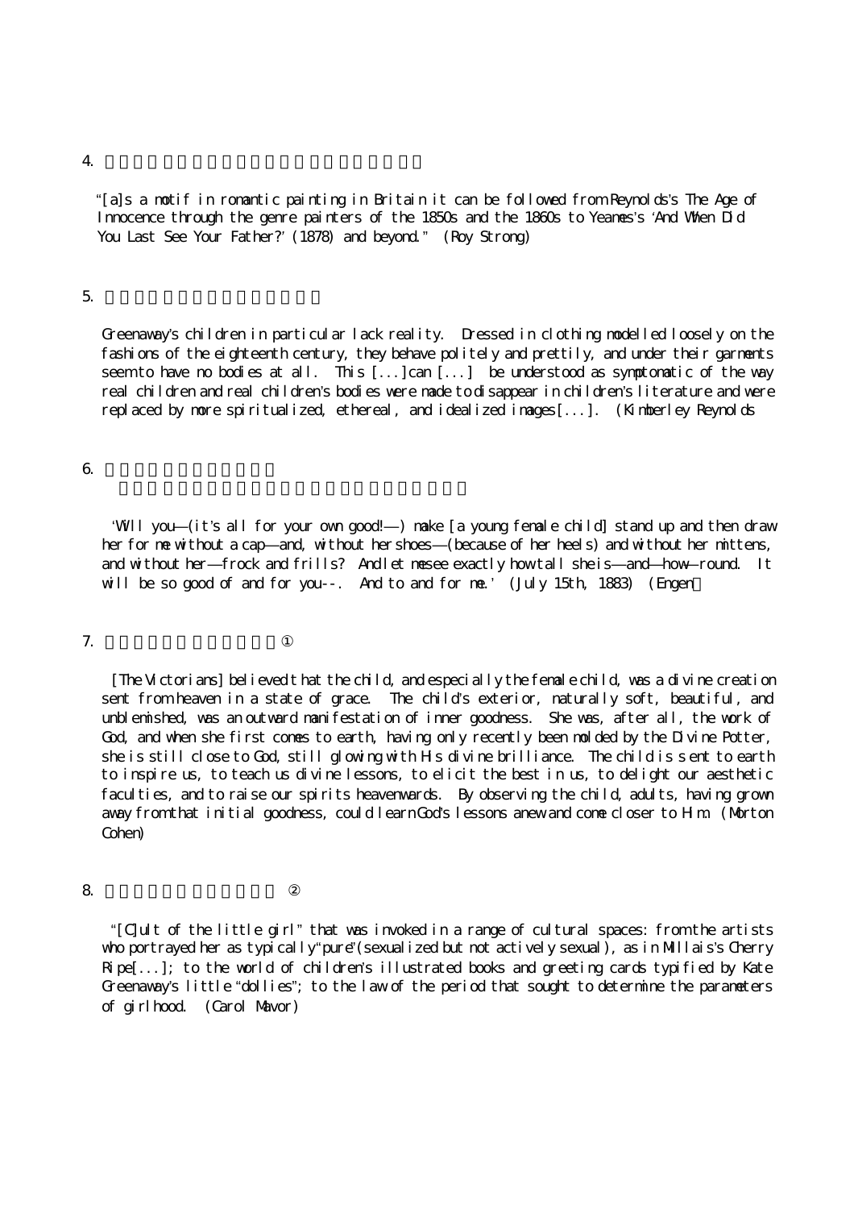4.

"[a]s a motif in romantic painting in Britain it can be followed from Reynolds's The Age of Innocence through the genre painters of the 1850s and the 1860s to Yeames's 'And When Did You Last See Your Father?' (1878) and beyond." (Roy Strong)

5.

Greenaway's children in particular lack reality. Dressed in clothing modelled loosely on the fashions of the eighteenth century, they behave politely and prettily, and under their garments seem to have no bodies at all. This [...] can [...] be understood as symptomatic of the way real children and real children's bodies were made to disappear in children's literature and were replaced by more spiritualized, ethereal, and idealized images [...]. (Kimberley Reynolds

6.

'Will you—(it's all for your own good!—) make [a young female child] stand up and then draw her for me without a cap—and, without her shoes—(because of her heels) and without her mittens, and without her—frock and frills? And let me see exactly how tall she is—and—how—round. It will be so good of and for you--. And to and for me.' (July 15th, 1883) (Engen)

7. ①

[The Victorians] believed that the child, and especially the female child, was a divine creation sent from heaven in a state of grace. The child's exterior, naturally soft, beautiful, and unblemished, was an outward manifestation of inner goodness. She was, after all, the work of God, and when she first comes to earth, having only recently been molded by the Divine Potter, she is still close to God, still glowing with His divine brilliance. The child is sent to earth to inspire us, to teach us divine lessons, to elicit the best in us, to delight our aesthetic faculties, and to raise our spirits heavenwards. By observing the child, adults, having grown away from that initial goodness, could learn God's lessons anew and come closer to Him. (Morton Cohen)

8. ②

"[C]ult of the little girl" that was invoked in a range of cultural spaces: from the artists who portrayed her as typically "pure" (sexualized but not actively sexual), as in Millais's Cherry Ripe [...]; to the world of children's illustrated books and greeting cards typified by Kate Greenaway's little "dollies"; to the law of the period that sought to determine the parameters of girlhood. (Carol Mavor)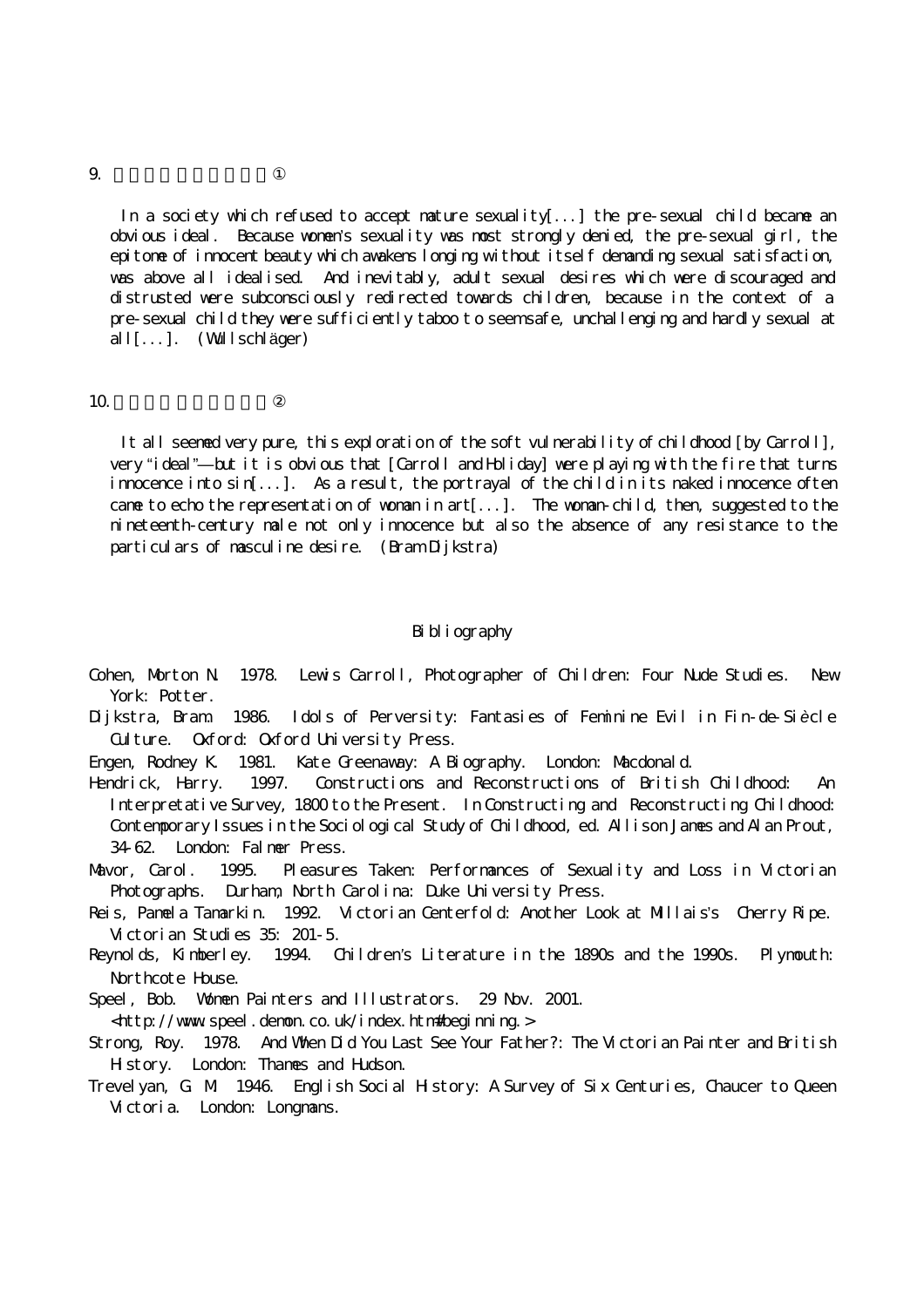9. ①

In a society which refused to accept mature sexuality[...] the pre-sexual child became an obvious ideal. Because women's sexuality was most strongly denied, the pre-sexual girl, the epitome of innocent beauty which awakens longing without itself demanding sexual satisfaction, was above all idealised. And inevitably, adult sexual desires which were discouraged and distrusted were subconsciously redirected towards children, because in the context of a pre-sexual child they were sufficiently taboo to seem safe, unchallenging and hardly sexual at all[...]. (Wullschläger)

10. ②

It all seemed very pure, this exploration of the soft vulnerability of childhood [by Carroll], very "ideal"—but it is obvious that [Carroll and Holiday] were playing with the fire that turns innocence into sin[...]. As a result, the portrayal of the child in its naked innocence often came to echo the representation of woman in art[...]. The woman-child, then, suggested to the nineteenth-century male not only innocence but also the absence of any resistance to the particulars of masculine desire. (Bram Dijkstra)

## Bibliography

Cohen, Morton N. 1978. Lewis Carroll, Photographer of Children: Four Nude Studies. New York: Potter.

Dijkstra, Bram. 1986. Idols of Perversity: Fantasies of Feminine Evil in Fin-de-Siècle Culture. Oxford: Oxford University Press.

Engen, Rodney K. 1981. Kate Greenaway: A Biography. London: Macdonald.

Hendrick, Harry. 1997. Constructions and Reconstructions of British Childhood: An Interpretative Survey, 1800 to the Present. In Constructing and Reconstructing Childhood: Contemporary Issues in the Sociological Study of Childhood, ed. Allison James and Alan Prout, 34-62. London: Falmer Press.

Mavor, Carol. 1995. Pleasures Taken: Performances of Sexuality and Loss in Victorian Photographs. Durham, North Carolina: Duke University Press.

Reis, Pamela Tamarkin. 1992. Victorian Centerfold: Another Look at Millais's Cherry Ripe. Victorian Studies 35: 201-5.

Reynolds, Kimberley. 1994. Children's Literature in the 1890s and the 1990s. Plymouth: Northcote House.

Speel, Bob. Women Painters and Illustrators. 29 Nov. 2001. <http://www.speel.demon.co.uk/index.htm#beginning.>

Strong, Roy. 1978. And When Did You Last See Your Father?: The Victorian Painter and British History. London: Thames and Hudson.

Trevelyan, G. M. 1946. English Social History: A Survey of Six Centuries, Chaucer to Queen Victoria. London: Longmans.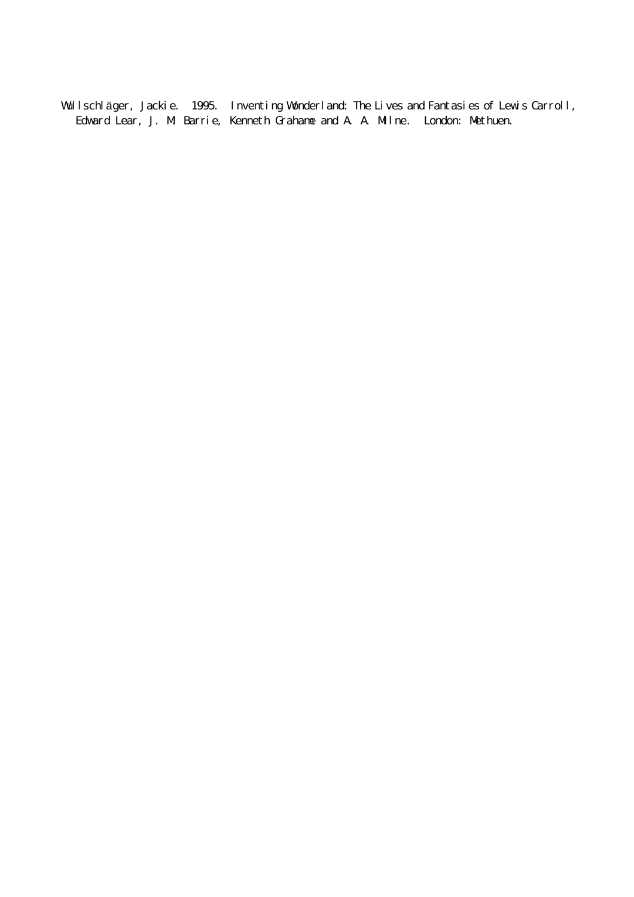Wullschläger, Jackie. 1995. Inventing Wonderland: The Lives and Fantasies of Lewis Carroll, Edward Lear, J. M. Barrie, Kenneth Grahame and A. A. Milne. London: Methuen.